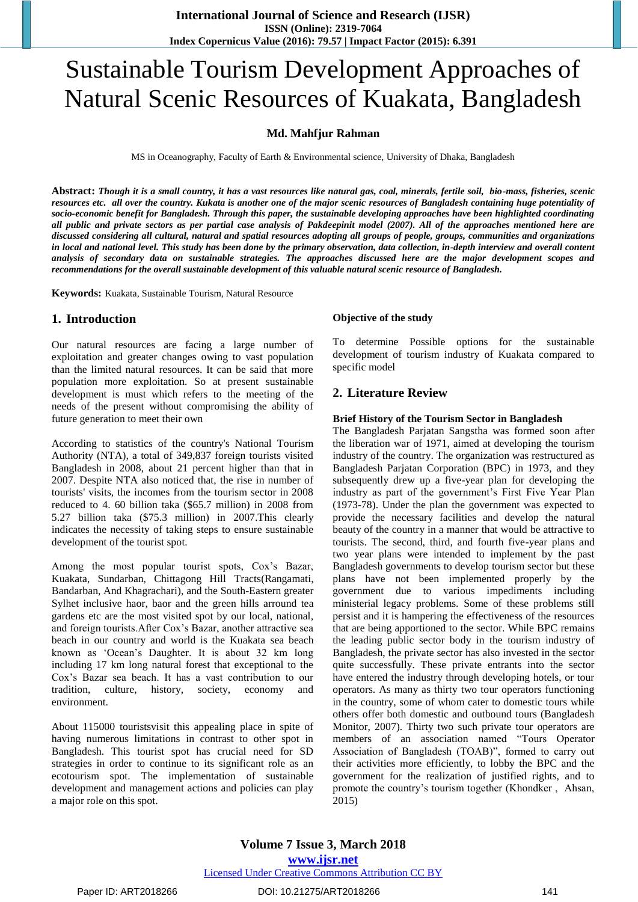# Sustainable Tourism Development Approaches of Natural Scenic Resources of Kuakata, Bangladesh

**Md. Mahfjur Rahman**

MS in Oceanography, Faculty of Earth & Environmental science, University of Dhaka, Bangladesh

**Abstract:** ***Though it is a small country, it has a vast resources like natural gas, coal, minerals, fertile soil, bio-mass, fisheries, scenic resources etc. all over the country. Kukata is another one of the major scenic resources of Bangladesh containing huge potentiality of socio-economic benefit for Bangladesh. Through this paper, the sustainable developing approaches have been highlighted coordinating all public and private sectors as per partial case analysis of Pakdeepinit model (2007). All of the approaches mentioned here are discussed considering all cultural, natural and spatial resources adopting all groups of people, groups, communities and organizations in local and national level. This study has been done by the primary observation, data collection, in-depth interview and overall content analysis of secondary data on sustainable strategies. The approaches discussed here are the major development scopes and recommendations for the overall sustainable development of this valuable natural scenic resource of Bangladesh.***

**Keywords:** Kuakata, Sustainable Tourism, Natural Resource

## 1. Introduction

Our natural resources are facing a large number of exploitation and greater changes owing to vast population than the limited natural resources. It can be said that more population more exploitation. So at present sustainable development is must which refers to the meeting of the needs of the present without compromising the ability of future generation to meet their own

According to statistics of the country's National Tourism Authority (NTA), a total of 349,837 foreign tourists visited Bangladesh in 2008, about 21 percent higher than that in 2007. Despite NTA also noticed that, the rise in number of tourists' visits, the incomes from the tourism sector in 2008 reduced to 4. 60 billion taka ($65.7 million) in 2008 from 5.27 billion taka ($75.3 million) in 2007.This clearly indicates the necessity of taking steps to ensure sustainable development of the tourist spot.

Among the most popular tourist spots, Cox's Bazar, Kuakata, Sundarban, Chittagong Hill Tracts(Rangamati, Bandarban, And Khagrachari), and the South-Eastern greater Sylhet inclusive haor, baor and the green hills arround tea gardens etc are the most visited spot by our local, national, and foreign tourists.After Cox's Bazar, another attractive sea beach in our country and world is the Kuakata sea beach known as 'Ocean's Daughter. It is about 32 km long including 17 km long natural forest that exceptional to the Cox's Bazar sea beach. It has a vast contribution to our tradition, culture, history, society, economy and environment.

About 115000 touristsvisit this appealing place in spite of having numerous limitations in contrast to other spot in Bangladesh. This tourist spot has crucial need for SD strategies in order to continue to its significant role as an ecotourism spot. The implementation of sustainable development and management actions and policies can play a major role on this spot.

**Objective of the study**

To determine Possible options for the sustainable development of tourism industry of Kuakata compared to specific model

## 2. Literature Review

**Brief History of the Tourism Sector in Bangladesh**

The Bangladesh Parjatan Sangstha was formed soon after the liberation war of 1971, aimed at developing the tourism industry of the country. The organization was restructured as Bangladesh Parjatan Corporation (BPC) in 1973, and they subsequently drew up a five-year plan for developing the industry as part of the government's First Five Year Plan (1973-78). Under the plan the government was expected to provide the necessary facilities and develop the natural beauty of the country in a manner that would be attractive to tourists. The second, third, and fourth five-year plans and two year plans were intended to implement by the past Bangladesh governments to develop tourism sector but these plans have not been implemented properly by the government due to various impediments including ministerial legacy problems. Some of these problems still persist and it is hampering the effectiveness of the resources that are being apportioned to the sector. While BPC remains the leading public sector body in the tourism industry of Bangladesh, the private sector has also invested in the sector quite successfully. These private entrants into the sector have entered the industry through developing hotels, or tour operators. As many as thirty two tour operators functioning in the country, some of whom cater to domestic tours while others offer both domestic and outbound tours (Bangladesh Monitor, 2007). Thirty two such private tour operators are members of an association named "Tours Operator Association of Bangladesh (TOAB)", formed to carry out their activities more efficiently, to lobby the BPC and the government for the realization of justified rights, and to promote the country's tourism together (Khondker , Ahsan, 2015)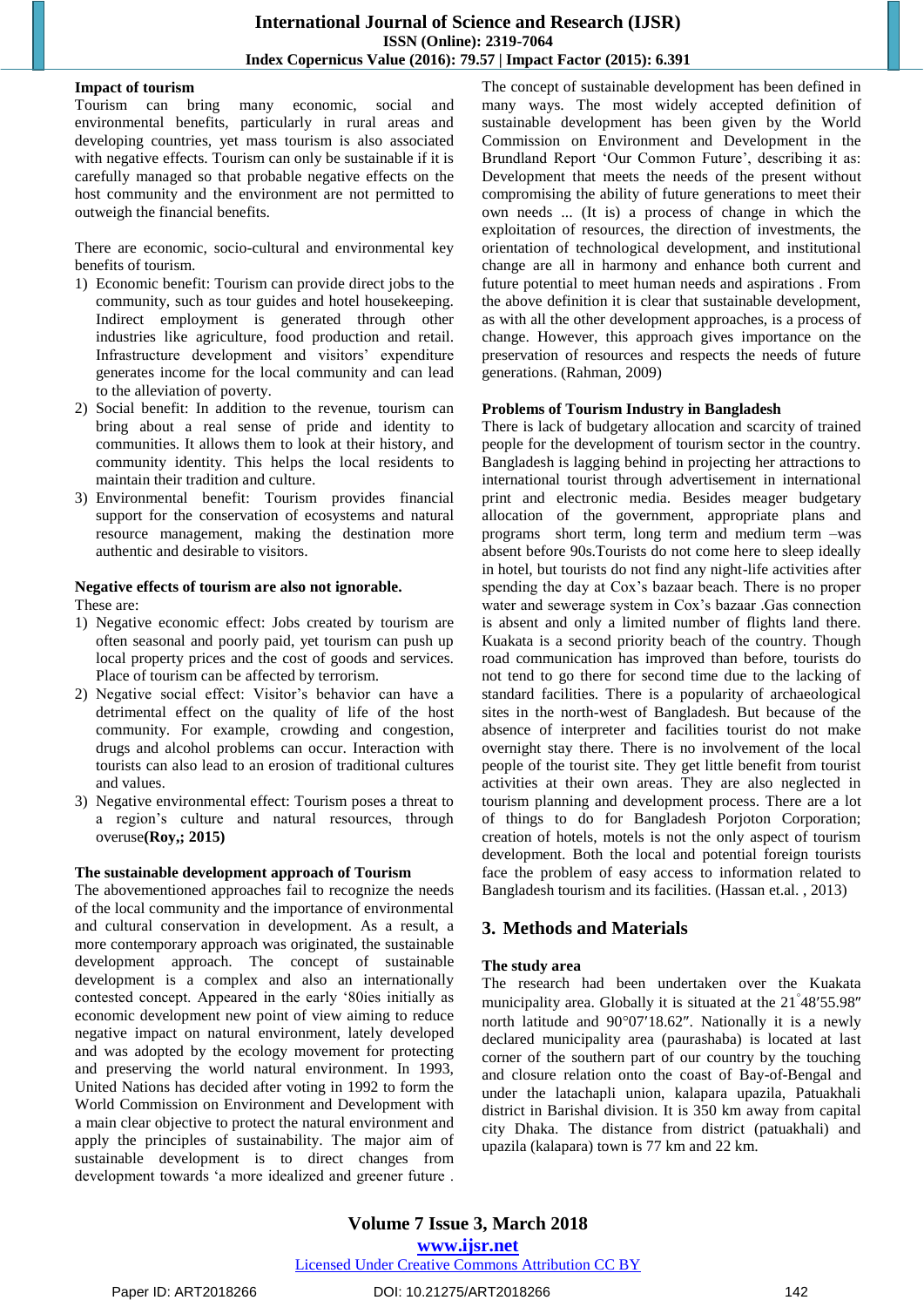**Impact of tourism**

Tourism can bring many economic, social and environmental benefits, particularly in rural areas and developing countries, yet mass tourism is also associated with negative effects. Tourism can only be sustainable if it is carefully managed so that probable negative effects on the host community and the environment are not permitted to outweigh the financial benefits.

There are economic, socio-cultural and environmental key benefits of tourism.

1) Economic benefit: Tourism can provide direct jobs to the community, such as tour guides and hotel housekeeping. Indirect employment is generated through other industries like agriculture, food production and retail. Infrastructure development and visitors' expenditure generates income for the local community and can lead to the alleviation of poverty.
2) Social benefit: In addition to the revenue, tourism can bring about a real sense of pride and identity to communities. It allows them to look at their history, and community identity. This helps the local residents to maintain their tradition and culture.
3) Environmental benefit: Tourism provides financial support for the conservation of ecosystems and natural resource management, making the destination more authentic and desirable to visitors.

**Negative effects of tourism are also not ignorable.**

These are:

1) Negative economic effect: Jobs created by tourism are often seasonal and poorly paid, yet tourism can push up local property prices and the cost of goods and services. Place of tourism can be affected by terrorism.
2) Negative social effect: Visitor's behavior can have a detrimental effect on the quality of life of the host community. For example, crowding and congestion, drugs and alcohol problems can occur. Interaction with tourists can also lead to an erosion of traditional cultures and values.
3) Negative environmental effect: Tourism poses a threat to a region's culture and natural resources, through overuse**(Roy,; 2015)**

**The sustainable development approach of Tourism**

The abovementioned approaches fail to recognize the needs of the local community and the importance of environmental and cultural conservation in development. As a result, a more contemporary approach was originated, the sustainable development approach. The concept of sustainable development is a complex and also an internationally contested concept. Appeared in the early '80ies initially as economic development new point of view aiming to reduce negative impact on natural environment, lately developed and was adopted by the ecology movement for protecting and preserving the world natural environment. In 1993, United Nations has decided after voting in 1992 to form the World Commission on Environment and Development with a main clear objective to protect the natural environment and apply the principles of sustainability. The major aim of sustainable development is to direct changes from development towards 'a more idealized and greener future .

The concept of sustainable development has been defined in many ways. The most widely accepted definition of sustainable development has been given by the World Commission on Environment and Development in the Brundland Report 'Our Common Future', describing it as: Development that meets the needs of the present without compromising the ability of future generations to meet their own needs ... (It is) a process of change in which the exploitation of resources, the direction of investments, the orientation of technological development, and institutional change are all in harmony and enhance both current and future potential to meet human needs and aspirations . From the above definition it is clear that sustainable development, as with all the other development approaches, is a process of change. However, this approach gives importance on the preservation of resources and respects the needs of future generations. (Rahman, 2009)

**Problems of Tourism Industry in Bangladesh**

There is lack of budgetary allocation and scarcity of trained people for the development of tourism sector in the country. Bangladesh is lagging behind in projecting her attractions to international tourist through advertisement in international print and electronic media. Besides meager budgetary allocation of the government, appropriate plans and programs short term, long term and medium term –was absent before 90s.Tourists do not come here to sleep ideally in hotel, but tourists do not find any night-life activities after spending the day at Cox's bazaar beach. There is no proper water and sewerage system in Cox's bazaar .Gas connection is absent and only a limited number of flights land there. Kuakata is a second priority beach of the country. Though road communication has improved than before, tourists do not tend to go there for second time due to the lacking of standard facilities. There is a popularity of archaeological sites in the north-west of Bangladesh. But because of the absence of interpreter and facilities tourist do not make overnight stay there. There is no involvement of the local people of the tourist site. They get little benefit from tourist activities at their own areas. They are also neglected in tourism planning and development process. There are a lot of things to do for Bangladesh Porjoton Corporation; creation of hotels, motels is not the only aspect of tourism development. Both the local and potential foreign tourists face the problem of easy access to information related to Bangladesh tourism and its facilities. (Hassan et.al. , 2013)

## 3. Methods and Materials

**The study area**

The research had been undertaken over the Kuakata municipality area. Globally it is situated at the 21°48′55.98″ north latitude and 90°07′18.62″. Nationally it is a newly declared municipality area (paurashaba) is located at last corner of the southern part of our country by the touching and closure relation onto the coast of Bay-of-Bengal and under the latachapli union, kalapara upazila, Patuakhali district in Barishal division. It is 350 km away from capital city Dhaka. The distance from district (patuakhali) and upazila (kalapara) town is 77 km and 22 km.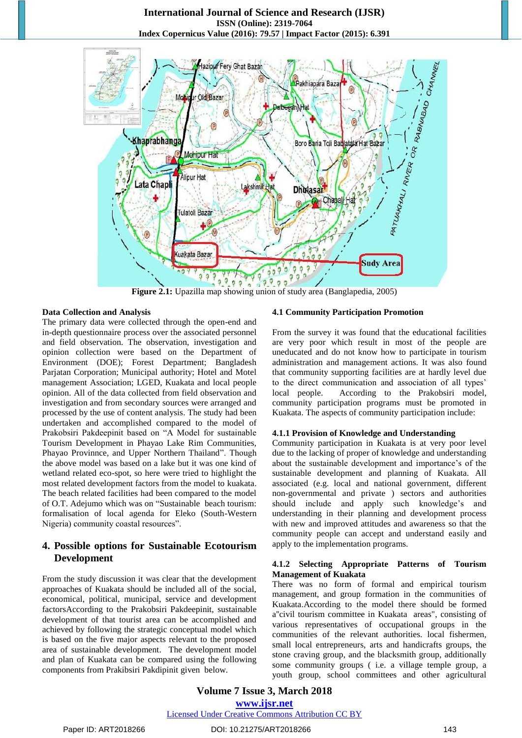**Figure 2.1:** Upazilla map showing union of study area (Banglapedia, 2005)

**Data Collection and Analysis**

The primary data were collected through the open-end and in-depth questionnaire process over the associated personnel and field observation. The observation, investigation and opinion collection were based on the Department of Environment (DOE); Forest Department; Bangladesh Parjatan Corporation; Municipal authority; Hotel and Motel management Association; LGED, Kuakata and local people opinion. All of the data collected from field observation and investigation and from secondary sources were arranged and processed by the use of content analysis. The study had been undertaken and accomplished compared to the model of Prakobsiri Pakdeepinit based on "A Model for sustainable Tourism Development in Phayao Lake Rim Communities, Phayao Provinnce, and Upper Northern Thailand". Though the above model was based on a lake but it was one kind of wetland related eco-spot, so here were tried to highlight the most related development factors from the model to kuakata. The beach related facilities had been compared to the model of O.T. Adejumo which was on "Sustainable beach tourism: formalisation of local agenda for Eleko (South-Western Nigeria) community coastal resources".

## 4. Possible options for Sustainable Ecotourism Development

From the study discussion it was clear that the development approaches of Kuakata should be included all of the social, economical, political, municipal, service and development factorsAccording to the Prakobsiri Pakdeepinit, sustainable development of that tourist area can be accomplished and achieved by following the strategic conceptual model which is based on the five major aspects relevant to the proposed area of sustainable development. The development model and plan of Kuakata can be compared using the following components from Prakibsiri Pakdipinit given below.

### 4.1 Community Participation Promotion

From the survey it was found that the educational facilities are very poor which result in most of the people are uneducated and do not know how to participate in tourism administration and management actions. It was also found that community supporting facilities are at hardly level due to the direct communication and association of all types' local people. According to the Prakobsiri model, community participation programs must be promoted in Kuakata. The aspects of community participation include:

#### 4.1.1 Provision of Knowledge and Understanding

Community participation in Kuakata is at very poor level due to the lacking of proper of knowledge and understanding about the sustainable development and importance's of the sustainable development and planning of Kuakata. All associated (e.g. local and national government, different non-governmental and private ) sectors and authorities should include and apply such knowledge's and understanding in their planning and development process with new and improved attitudes and awareness so that the community people can accept and understand easily and apply to the implementation programs.

#### 4.1.2 Selecting Appropriate Patterns of Tourism Management of Kuakata

There was no form of formal and empirical tourism management, and group formation in the communities of Kuakata.According to the model there should be formed a"civil tourism committee in Kuakata areas", consisting of various representatives of occupational groups in the communities of the relevant authorities. local fishermen, small local entrepreneurs, arts and handicrafts groups, the stone craving group, and the blacksmith group, additionally some community groups ( i.e. a village temple group, a youth group, school committees and other agricultural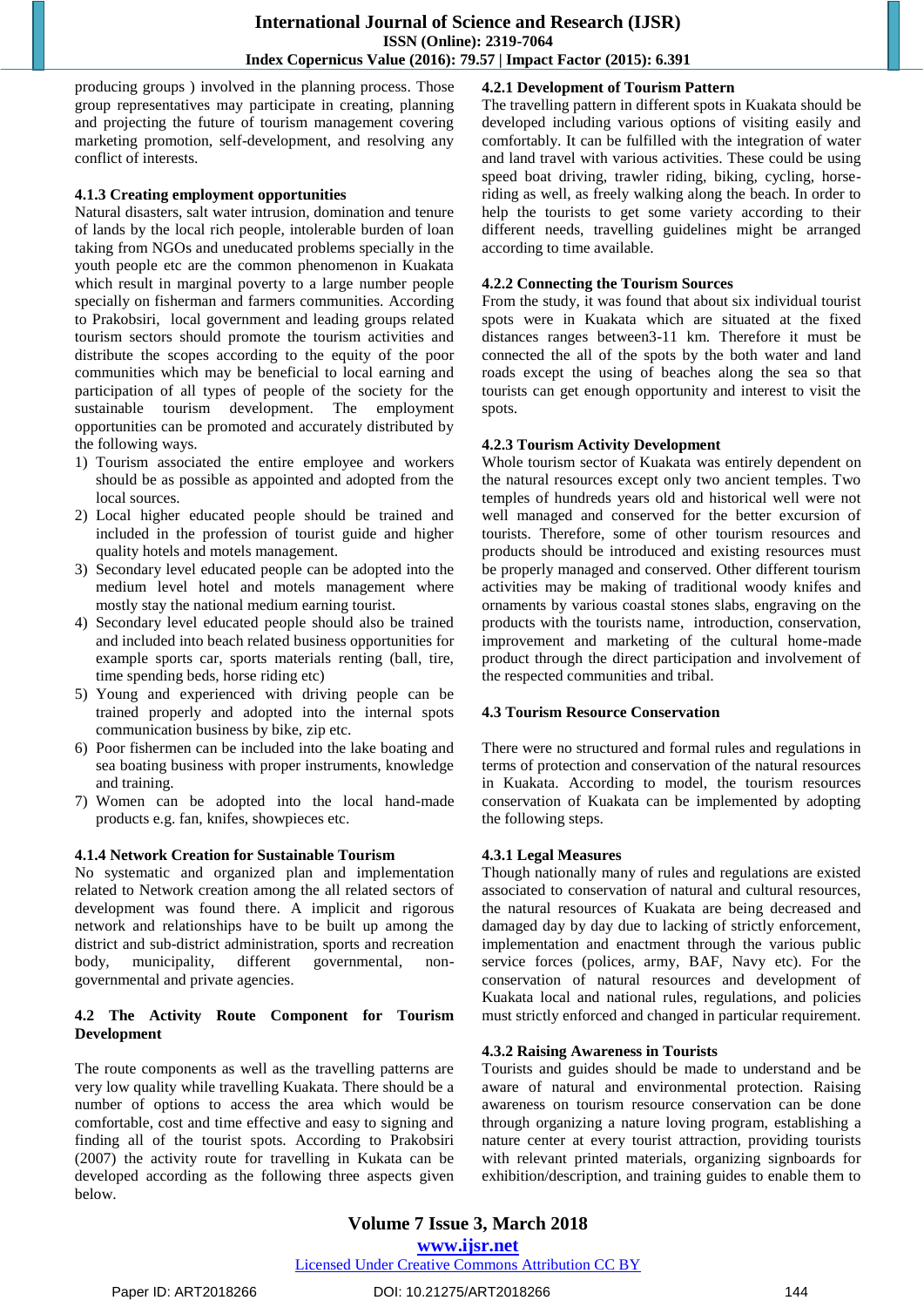producing groups ) involved in the planning process. Those group representatives may participate in creating, planning and projecting the future of tourism management covering marketing promotion, self-development, and resolving any conflict of interests.

#### 4.1.3 Creating employment opportunities

Natural disasters, salt water intrusion, domination and tenure of lands by the local rich people, intolerable burden of loan taking from NGOs and uneducated problems specially in the youth people etc are the common phenomenon in Kuakata which result in marginal poverty to a large number people specially on fisherman and farmers communities. According to Prakobsiri, local government and leading groups related tourism sectors should promote the tourism activities and distribute the scopes according to the equity of the poor communities which may be beneficial to local earning and participation of all types of people of the society for the sustainable tourism development. The employment opportunities can be promoted and accurately distributed by the following ways.

1) Tourism associated the entire employee and workers should be as possible as appointed and adopted from the local sources.
2) Local higher educated people should be trained and included in the profession of tourist guide and higher quality hotels and motels management.
3) Secondary level educated people can be adopted into the medium level hotel and motels management where mostly stay the national medium earning tourist.
4) Secondary level educated people should also be trained and included into beach related business opportunities for example sports car, sports materials renting (ball, tire, time spending beds, horse riding etc)
5) Young and experienced with driving people can be trained properly and adopted into the internal spots communication business by bike, zip etc.
6) Poor fishermen can be included into the lake boating and sea boating business with proper instruments, knowledge and training.
7) Women can be adopted into the local hand-made products e.g. fan, knifes, showpieces etc.

#### 4.1.4 Network Creation for Sustainable Tourism

No systematic and organized plan and implementation related to Network creation among the all related sectors of development was found there. A implicit and rigorous network and relationships have to be built up among the district and sub-district administration, sports and recreation body, municipality, different governmental, non-governmental and private agencies.

### 4.2 The Activity Route Component for Tourism Development

The route components as well as the travelling patterns are very low quality while travelling Kuakata. There should be a number of options to access the area which would be comfortable, cost and time effective and easy to signing and finding all of the tourist spots. According to Prakobsiri (2007) the activity route for travelling in Kukata can be developed according as the following three aspects given below.

#### 4.2.1 Development of Tourism Pattern

The travelling pattern in different spots in Kuakata should be developed including various options of visiting easily and comfortably. It can be fulfilled with the integration of water and land travel with various activities. These could be using speed boat driving, trawler riding, biking, cycling, horse-riding as well, as freely walking along the beach. In order to help the tourists to get some variety according to their different needs, travelling guidelines might be arranged according to time available.

#### 4.2.2 Connecting the Tourism Sources

From the study, it was found that about six individual tourist spots were in Kuakata which are situated at the fixed distances ranges between3-11 km. Therefore it must be connected the all of the spots by the both water and land roads except the using of beaches along the sea so that tourists can get enough opportunity and interest to visit the spots.

#### 4.2.3 Tourism Activity Development

Whole tourism sector of Kuakata was entirely dependent on the natural resources except only two ancient temples. Two temples of hundreds years old and historical well were not well managed and conserved for the better excursion of tourists. Therefore, some of other tourism resources and products should be introduced and existing resources must be properly managed and conserved. Other different tourism activities may be making of traditional woody knifes and ornaments by various coastal stones slabs, engraving on the products with the tourists name, introduction, conservation, improvement and marketing of the cultural home-made product through the direct participation and involvement of the respected communities and tribal.

### 4.3 Tourism Resource Conservation

There were no structured and formal rules and regulations in terms of protection and conservation of the natural resources in Kuakata. According to model, the tourism resources conservation of Kuakata can be implemented by adopting the following steps.

#### 4.3.1 Legal Measures

Though nationally many of rules and regulations are existed associated to conservation of natural and cultural resources, the natural resources of Kuakata are being decreased and damaged day by day due to lacking of strictly enforcement, implementation and enactment through the various public service forces (polices, army, BAF, Navy etc). For the conservation of natural resources and development of Kuakata local and national rules, regulations, and policies must strictly enforced and changed in particular requirement.

#### 4.3.2 Raising Awareness in Tourists

Tourists and guides should be made to understand and be aware of natural and environmental protection. Raising awareness on tourism resource conservation can be done through organizing a nature loving program, establishing a nature center at every tourist attraction, providing tourists with relevant printed materials, organizing signboards for exhibition/description, and training guides to enable them to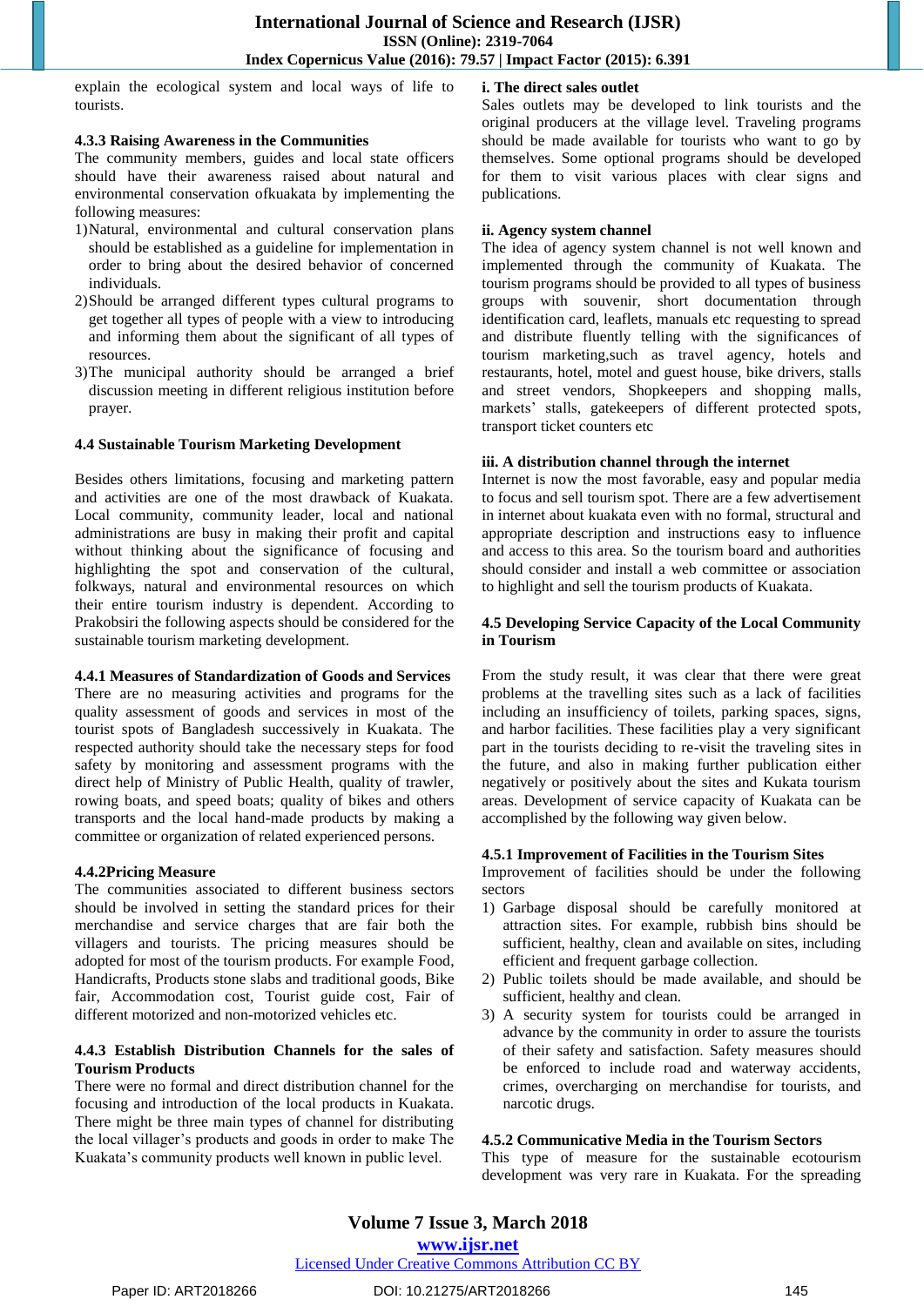explain the ecological system and local ways of life to tourists.

#### 4.3.3 Raising Awareness in the Communities

The community members, guides and local state officers should have their awareness raised about natural and environmental conservation ofkuakata by implementing the following measures:

1) Natural, environmental and cultural conservation plans should be established as a guideline for implementation in order to bring about the desired behavior of concerned individuals.
2) Should be arranged different types cultural programs to get together all types of people with a view to introducing and informing them about the significant of all types of resources.
3) The municipal authority should be arranged a brief discussion meeting in different religious institution before prayer.

### 4.4 Sustainable Tourism Marketing Development

Besides others limitations, focusing and marketing pattern and activities are one of the most drawback of Kuakata. Local community, community leader, local and national administrations are busy in making their profit and capital without thinking about the significance of focusing and highlighting the spot and conservation of the cultural, folkways, natural and environmental resources on which their entire tourism industry is dependent. According to Prakobsiri the following aspects should be considered for the sustainable tourism marketing development.

#### 4.4.1 Measures of Standardization of Goods and Services

There are no measuring activities and programs for the quality assessment of goods and services in most of the tourist spots of Bangladesh successively in Kuakata. The respected authority should take the necessary steps for food safety by monitoring and assessment programs with the direct help of Ministry of Public Health, quality of trawler, rowing boats, and speed boats; quality of bikes and others transports and the local hand-made products by making a committee or organization of related experienced persons.

#### 4.4.2Pricing Measure

The communities associated to different business sectors should be involved in setting the standard prices for their merchandise and service charges that are fair both the villagers and tourists. The pricing measures should be adopted for most of the tourism products. For example Food, Handicrafts, Products stone slabs and traditional goods, Bike fair, Accommodation cost, Tourist guide cost, Fair of different motorized and non-motorized vehicles etc.

#### 4.4.3 Establish Distribution Channels for the sales of Tourism Products

There were no formal and direct distribution channel for the focusing and introduction of the local products in Kuakata. There might be three main types of channel for distributing the local villager's products and goods in order to make The Kuakata's community products well known in public level.

**i. The direct sales outlet**

Sales outlets may be developed to link tourists and the original producers at the village level. Traveling programs should be made available for tourists who want to go by themselves. Some optional programs should be developed for them to visit various places with clear signs and publications.

**ii. Agency system channel**

The idea of agency system channel is not well known and implemented through the community of Kuakata. The tourism programs should be provided to all types of business groups with souvenir, short documentation through identification card, leaflets, manuals etc requesting to spread and distribute fluently telling with the significances of tourism marketing,such as travel agency, hotels and restaurants, hotel, motel and guest house, bike drivers, stalls and street vendors, Shopkeepers and shopping malls, markets' stalls, gatekeepers of different protected spots, transport ticket counters etc

**iii. A distribution channel through the internet**

Internet is now the most favorable, easy and popular media to focus and sell tourism spot. There are a few advertisement in internet about kuakata even with no formal, structural and appropriate description and instructions easy to influence and access to this area. So the tourism board and authorities should consider and install a web committee or association to highlight and sell the tourism products of Kuakata.

### 4.5 Developing Service Capacity of the Local Community in Tourism

From the study result, it was clear that there were great problems at the travelling sites such as a lack of facilities including an insufficiency of toilets, parking spaces, signs, and harbor facilities. These facilities play a very significant part in the tourists deciding to re-visit the traveling sites in the future, and also in making further publication either negatively or positively about the sites and Kukata tourism areas. Development of service capacity of Kuakata can be accomplished by the following way given below.

#### 4.5.1 Improvement of Facilities in the Tourism Sites

Improvement of facilities should be under the following sectors

1) Garbage disposal should be carefully monitored at attraction sites. For example, rubbish bins should be sufficient, healthy, clean and available on sites, including efficient and frequent garbage collection.
2) Public toilets should be made available, and should be sufficient, healthy and clean.
3) A security system for tourists could be arranged in advance by the community in order to assure the tourists of their safety and satisfaction. Safety measures should be enforced to include road and waterway accidents, crimes, overcharging on merchandise for tourists, and narcotic drugs.

#### 4.5.2 Communicative Media in the Tourism Sectors

This type of measure for the sustainable ecotourism development was very rare in Kuakata. For the spreading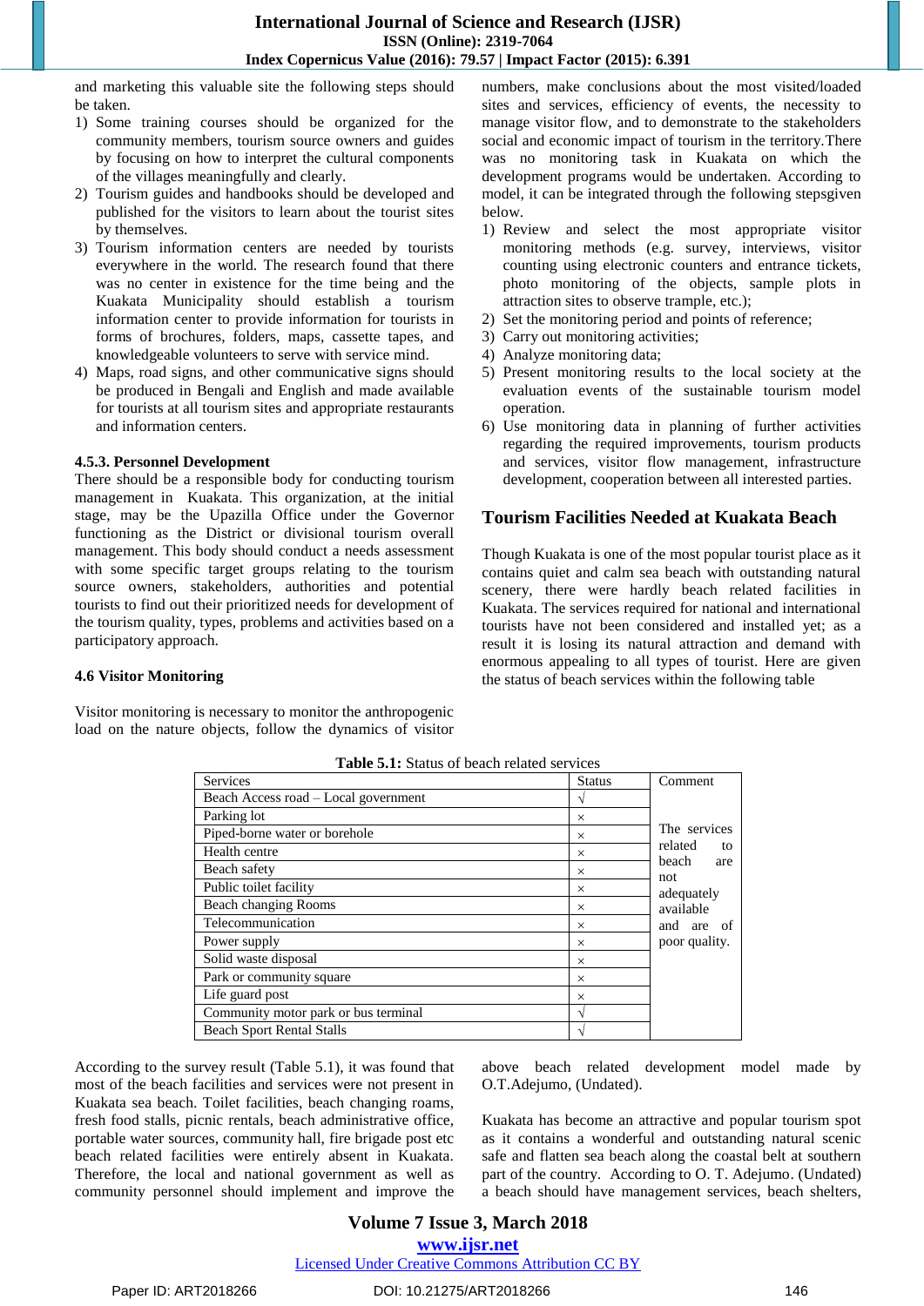and marketing this valuable site the following steps should be taken.

1) Some training courses should be organized for the community members, tourism source owners and guides by focusing on how to interpret the cultural components of the villages meaningfully and clearly.
2) Tourism guides and handbooks should be developed and published for the visitors to learn about the tourist sites by themselves.
3) Tourism information centers are needed by tourists everywhere in the world. The research found that there was no center in existence for the time being and the Kuakata Municipality should establish a tourism information center to provide information for tourists in forms of brochures, folders, maps, cassette tapes, and knowledgeable volunteers to serve with service mind.
4) Maps, road signs, and other communicative signs should be produced in Bengali and English and made available for tourists at all tourism sites and appropriate restaurants and information centers.

#### 4.5.3. Personnel Development

There should be a responsible body for conducting tourism management in Kuakata. This organization, at the initial stage, may be the Upazilla Office under the Governor functioning as the District or divisional tourism overall management. This body should conduct a needs assessment with some specific target groups relating to the tourism source owners, stakeholders, authorities and potential tourists to find out their prioritized needs for development of the tourism quality, types, problems and activities based on a participatory approach.

### 4.6 Visitor Monitoring

Visitor monitoring is necessary to monitor the anthropogenic load on the nature objects, follow the dynamics of visitor numbers, make conclusions about the most visited/loaded sites and services, efficiency of events, the necessity to manage visitor flow, and to demonstrate to the stakeholders social and economic impact of tourism in the territory.There was no monitoring task in Kuakata on which the development programs would be undertaken. According to model, it can be integrated through the following stepsgiven below.

1) Review and select the most appropriate visitor monitoring methods (e.g. survey, interviews, visitor counting using electronic counters and entrance tickets, photo monitoring of the objects, sample plots in attraction sites to observe trample, etc.);
2) Set the monitoring period and points of reference;
3) Carry out monitoring activities;
4) Analyze monitoring data;
5) Present monitoring results to the local society at the evaluation events of the sustainable tourism model operation.
6) Use monitoring data in planning of further activities regarding the required improvements, tourism products and services, visitor flow management, infrastructure development, cooperation between all interested parties.

## Tourism Facilities Needed at Kuakata Beach

Though Kuakata is one of the most popular tourist place as it contains quiet and calm sea beach with outstanding natural scenery, there were hardly beach related facilities in Kuakata. The services required for national and international tourists have not been considered and installed yet; as a result it is losing its natural attraction and demand with enormous appealing to all types of tourist. Here are given the status of beach services within the following table

**Table 5.1:** Status of beach related services

| Services | Status | Comment |
|---|---|---|
| Beach Access road – Local government | √ | The services related to beach are not adequately available and are of poor quality. |
| Parking lot | × | |
| Piped-borne water or borehole | × | |
| Health centre | × | |
| Beach safety | × | |
| Public toilet facility | × | |
| Beach changing Rooms | × | |
| Telecommunication | × | |
| Power supply | × | |
| Solid waste disposal | × | |
| Park or community square | × | |
| Life guard post | × | |
| Community motor park or bus terminal | √ | |
| Beach Sport Rental Stalls | √ | |

According to the survey result (Table 5.1), it was found that most of the beach facilities and services were not present in Kuakata sea beach. Toilet facilities, beach changing roams, fresh food stalls, picnic rentals, beach administrative office, portable water sources, community hall, fire brigade post etc beach related facilities were entirely absent in Kuakata. Therefore, the local and national government as well as community personnel should implement and improve the above beach related development model made by O.T.Adejumo, (Undated).

Kuakata has become an attractive and popular tourism spot as it contains a wonderful and outstanding natural scenic safe and flatten sea beach along the coastal belt at southern part of the country. According to O. T. Adejumo. (Undated) a beach should have management services, beach shelters,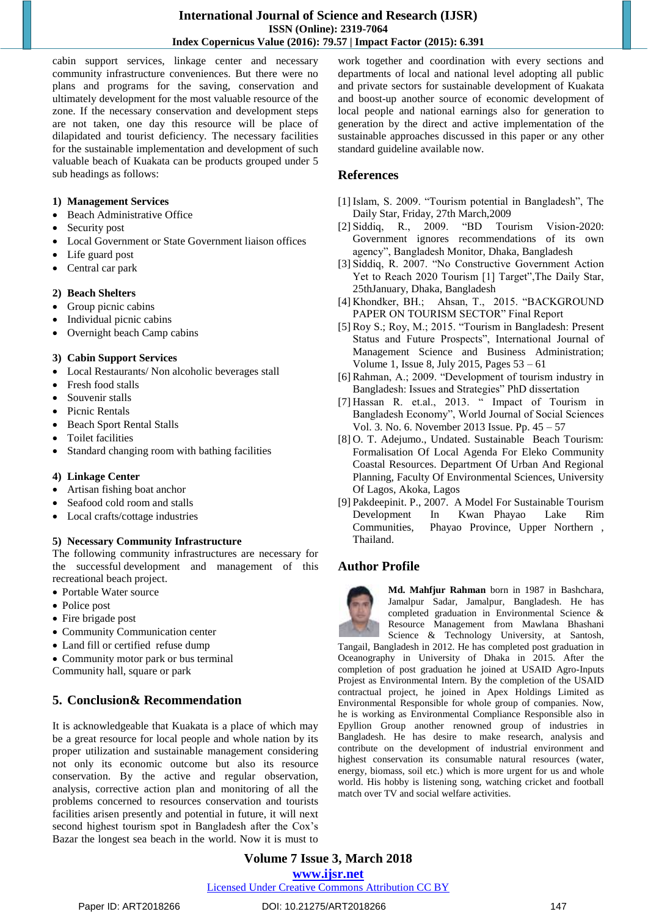cabin support services, linkage center and necessary community infrastructure conveniences. But there were no plans and programs for the saving, conservation and ultimately development for the most valuable resource of the zone. If the necessary conservation and development steps are not taken, one day this resource will be place of dilapidated and tourist deficiency. The necessary facilities for the sustainable implementation and development of such valuable beach of Kuakata can be products grouped under 5 sub headings as follows:

**1) Management Services**
- Beach Administrative Office
- Security post
- Local Government or State Government liaison offices
- Life guard post
- Central car park

**2) Beach Shelters**
- Group picnic cabins
- Individual picnic cabins
- Overnight beach Camp cabins

**3) Cabin Support Services**
- Local Restaurants/ Non alcoholic beverages stall
- Fresh food stalls
- Souvenir stalls
- Picnic Rentals
- Beach Sport Rental Stalls
- Toilet facilities
- Standard changing room with bathing facilities

**4) Linkage Center**
- Artisan fishing boat anchor
- Seafood cold room and stalls
- Local crafts/cottage industries

**5) Necessary Community Infrastructure**

The following community infrastructures are necessary for the successful development and management of this recreational beach project.
- Portable Water source
- Police post
- Fire brigade post
- Community Communication center
- Land fill or certified refuse dump
- Community motor park or bus terminal

Community hall, square or park

## 5. Conclusion& Recommendation

It is acknowledgeable that Kuakata is a place of which may be a great resource for local people and whole nation by its proper utilization and sustainable management considering not only its economic outcome but also its resource conservation. By the active and regular observation, analysis, corrective action plan and monitoring of all the problems concerned to resources conservation and tourists facilities arisen presently and potential in future, it will next second highest tourism spot in Bangladesh after the Cox's Bazar the longest sea beach in the world. Now it is must to work together and coordination with every sections and departments of local and national level adopting all public and private sectors for sustainable development of Kuakata and boost-up another source of economic development of local people and national earnings also for generation to generation by the direct and active implementation of the sustainable approaches discussed in this paper or any other standard guideline available now.

## References

[1] Islam, S. 2009. "Tourism potential in Bangladesh", The Daily Star, Friday, 27th March,2009

[2] Siddiq, R., 2009. "BD Tourism Vision-2020: Government ignores recommendations of its own agency", Bangladesh Monitor, Dhaka, Bangladesh

[3] Siddiq, R. 2007. "No Constructive Government Action Yet to Reach 2020 Tourism [1] Target",The Daily Star, 25thJanuary, Dhaka, Bangladesh

[4] Khondker, BH.; Ahsan, T., 2015. "BACKGROUND PAPER ON TOURISM SECTOR" Final Report

[5] Roy S.; Roy, M.; 2015. "Tourism in Bangladesh: Present Status and Future Prospects", International Journal of Management Science and Business Administration; Volume 1, Issue 8, July 2015, Pages 53 – 61

[6] Rahman, A.; 2009. "Development of tourism industry in Bangladesh: Issues and Strategies" PhD dissertation

[7] Hassan R. et.al., 2013. " Impact of Tourism in Bangladesh Economy", World Journal of Social Sciences Vol. 3. No. 6. November 2013 Issue. Pp. 45 – 57

[8] O. T. Adejumo., Undated. Sustainable Beach Tourism: Formalisation Of Local Agenda For Eleko Community Coastal Resources. Department Of Urban And Regional Planning, Faculty Of Environmental Sciences, University Of Lagos, Akoka, Lagos

[9] Pakdeepinit. P., 2007. A Model For Sustainable Tourism Development In Kwan Phayao Lake Rim Communities, Phayao Province, Upper Northern , Thailand.

## Author Profile

**Md. Mahfjur Rahman** born in 1987 in Bashchara, Jamalpur Sadar, Jamalpur, Bangladesh. He has completed graduation in Environmental Science & Resource Management from Mawlana Bhashani Science & Technology University, at Santosh, Tangail, Bangladesh in 2012. He has completed post graduation in Oceanography in University of Dhaka in 2015. After the completion of post graduation he joined at USAID Agro-Inputs Projest as Environmental Intern. By the completion of the USAID contractual project, he joined in Apex Holdings Limited as Environmental Responsible for whole group of companies. Now, he is working as Environmental Compliance Responsible also in Epyllion Group another renowned group of industries in Bangladesh. He has desire to make research, analysis and contribute on the development of industrial environment and highest conservation its consumable natural resources (water, energy, biomass, soil etc.) which is more urgent for us and whole world. His hobby is listening song, watching cricket and football match over TV and social welfare activities.